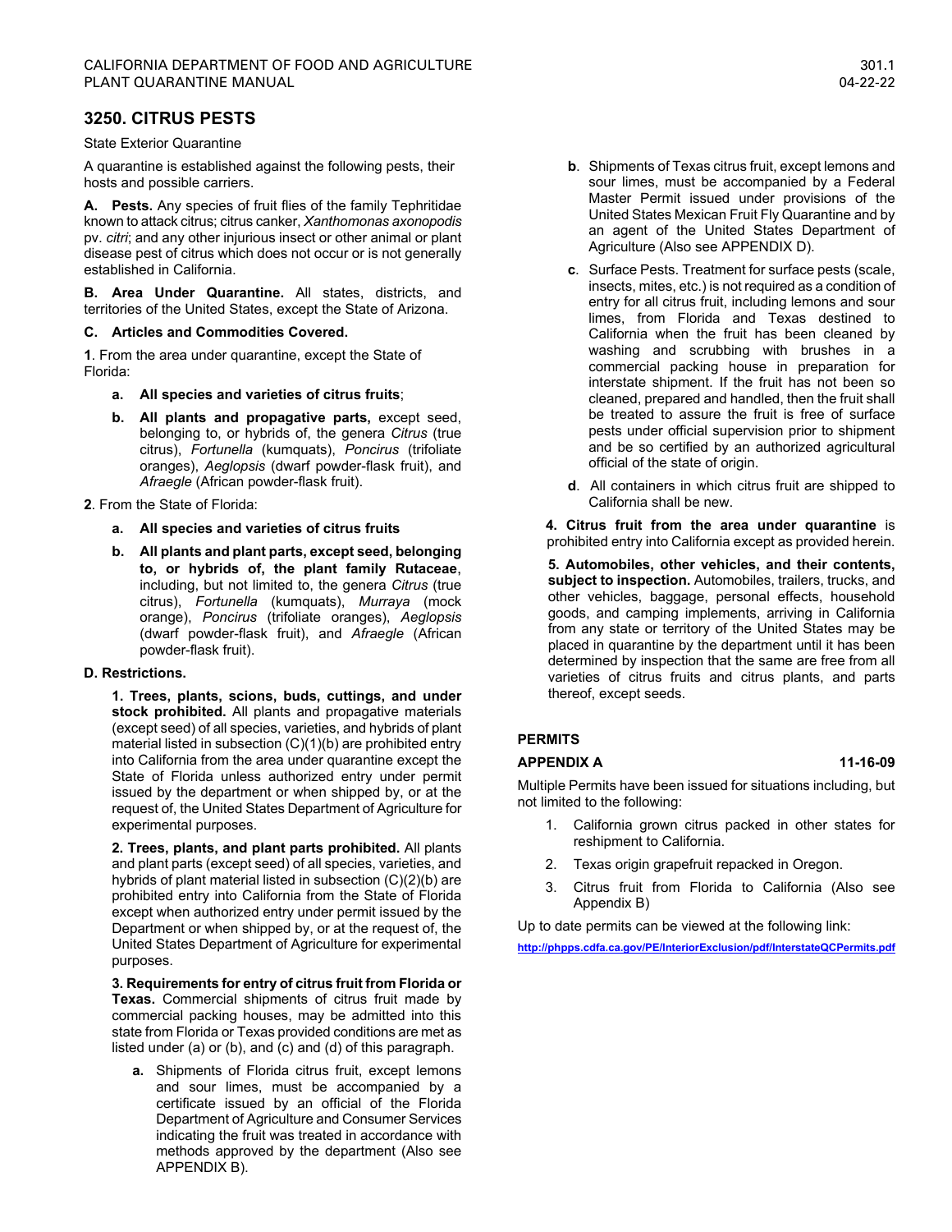## 3250. CITRUS PESTS

State Exterior Quarantine

A quarantine is established against the following pests, their hosts and possible carriers.

**A. Pests.** Any species of fruit flies of the family Tephritidae known to attack citrus; citrus canker, *Xanthomonas axonopodis* pv. *citri*; and any other injurious insect or other animal or plant disease pest of citrus which does not occur or is not generally established in California.

**B. Area Under Quarantine.** All states, districts, and territories of the United States, except the State of Arizona.

**C. Articles and Commodities Covered.**

**1**. From the area under quarantine, except the State of Florida:

- **a. All species and varieties of citrus fruits**;
- **b. All plants and propagative parts,** except seed, belonging to, or hybrids of, the genera *Citrus* (true citrus), *Fortunella* (kumquats), *Poncirus* (trifoliate oranges), *Aeglopsis* (dwarf powder-flask fruit), and *Afraegle* (African powder-flask fruit).

**2**. From the State of Florida:

- **a. All species and varieties of citrus fruits**
- **b. All plants and plant parts, except seed, belonging to, or hybrids of, the plant family Rutaceae**, including, but not limited to, the genera *Citrus* (true citrus), *Fortunella* (kumquats), *Murraya* (mock orange), *Poncirus* (trifoliate oranges), *Aeglopsis* (dwarf powder-flask fruit), and *Afraegle* (African powder-flask fruit).

**D. Restrictions.**

**1. Trees, plants, scions, buds, cuttings, and under stock prohibited.** All plants and propagative materials (except seed) of all species, varieties, and hybrids of plant material listed in subsection (C)(1)(b) are prohibited entry into California from the area under quarantine except the State of Florida unless authorized entry under permit issued by the department or when shipped by, or at the request of, the United States Department of Agriculture for experimental purposes.

**2. Trees, plants, and plant parts prohibited.** All plants and plant parts (except seed) of all species, varieties, and hybrids of plant material listed in subsection (C)(2)(b) are prohibited entry into California from the State of Florida except when authorized entry under permit issued by the Department or when shipped by, or at the request of, the United States Department of Agriculture for experimental purposes.

**3. Requirements for entry of citrus fruit from Florida or Texas.** Commercial shipments of citrus fruit made by commercial packing houses, may be admitted into this state from Florida or Texas provided conditions are met as listed under (a) or (b), and (c) and (d) of this paragraph.

- **a.** Shipments of Florida citrus fruit, except lemons and sour limes, must be accompanied by a certificate issued by an official of the Florida Department of Agriculture and Consumer Services indicating the fruit was treated in accordance with methods approved by the department (Also see APPENDIX B).
- **b**. Shipments of Texas citrus fruit, except lemons and sour limes, must be accompanied by a Federal Master Permit issued under provisions of the United States Mexican Fruit Fly Quarantine and by an agent of the United States Department of Agriculture (Also see APPENDIX D).
- **c**. Surface Pests. Treatment for surface pests (scale, insects, mites, etc.) is not required as a condition of entry for all citrus fruit, including lemons and sour limes, from Florida and Texas destined to California when the fruit has been cleaned by washing and scrubbing with brushes in a commercial packing house in preparation for interstate shipment. If the fruit has not been so cleaned, prepared and handled, then the fruit shall be treated to assure the fruit is free of surface pests under official supervision prior to shipment and be so certified by an authorized agricultural official of the state of origin.
- **d**. All containers in which citrus fruit are shipped to California shall be new.

**4. Citrus fruit from the area under quarantine** is prohibited entry into California except as provided herein.

**5. Automobiles, other vehicles, and their contents, subject to inspection.** Automobiles, trailers, trucks, and other vehicles, baggage, personal effects, household goods, and camping implements, arriving in California from any state or territory of the United States may be placed in quarantine by the department until it has been determined by inspection that the same are free from all varieties of citrus fruits and citrus plants, and parts thereof, except seeds.

### PERMITS

### APPENDIX A 11-16-09

Multiple Permits have been issued for situations including, but not limited to the following:

1. California grown citrus packed in other states for reshipment to California.
2. Texas origin grapefruit repacked in Oregon.
3. Citrus fruit from Florida to California (Also see Appendix B)

Up to date permits can be viewed at the following link:

http://phpps.cdfa.ca.gov/PE/InteriorExclusion/pdf/InterstateQCPermits.pdf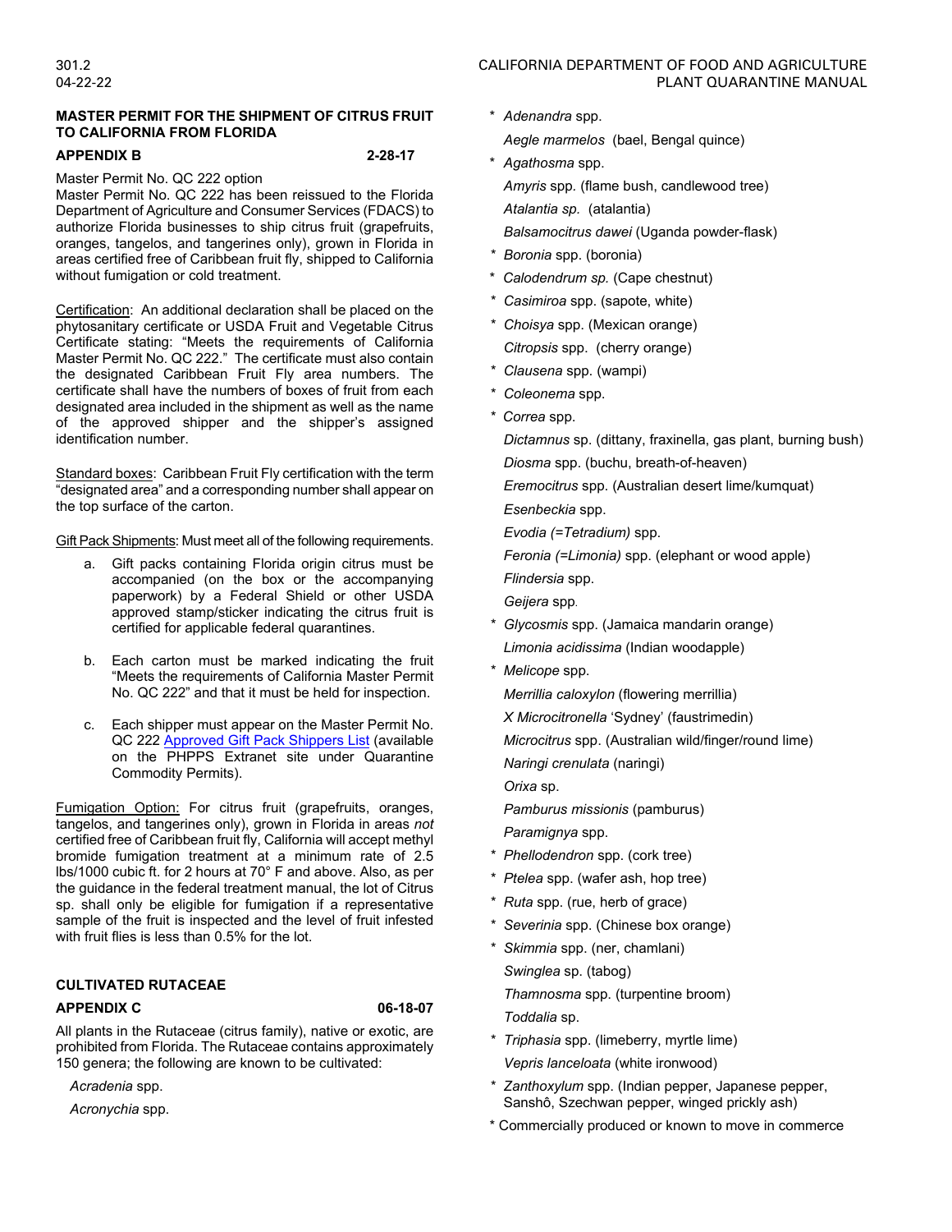## MASTER PERMIT FOR THE SHIPMENT OF CITRUS FRUIT TO CALIFORNIA FROM FLORIDA

### APPENDIX B 2-28-17

Master Permit No. QC 222 option

Master Permit No. QC 222 has been reissued to the Florida Department of Agriculture and Consumer Services (FDACS) to authorize Florida businesses to ship citrus fruit (grapefruits, oranges, tangelos, and tangerines only), grown in Florida in areas certified free of Caribbean fruit fly, shipped to California without fumigation or cold treatment.

Certification: An additional declaration shall be placed on the phytosanitary certificate or USDA Fruit and Vegetable Citrus Certificate stating: "Meets the requirements of California Master Permit No. QC 222." The certificate must also contain the designated Caribbean Fruit Fly area numbers. The certificate shall have the numbers of boxes of fruit from each designated area included in the shipment as well as the name of the approved shipper and the shipper's assigned identification number.

Standard boxes: Caribbean Fruit Fly certification with the term "designated area" and a corresponding number shall appear on the top surface of the carton.

Gift Pack Shipments: Must meet all of the following requirements.

a. Gift packs containing Florida origin citrus must be accompanied (on the box or the accompanying paperwork) by a Federal Shield or other USDA approved stamp/sticker indicating the citrus fruit is certified for applicable federal quarantines.

b. Each carton must be marked indicating the fruit "Meets the requirements of California Master Permit No. QC 222" and that it must be held for inspection.

c. Each shipper must appear on the Master Permit No. QC 222 Approved Gift Pack Shippers List (available on the PHPPS Extranet site under Quarantine Commodity Permits).

Fumigation Option: For citrus fruit (grapefruits, oranges, tangelos, and tangerines only), grown in Florida in areas *not* certified free of Caribbean fruit fly, California will accept methyl bromide fumigation treatment at a minimum rate of 2.5 lbs/1000 cubic ft. for 2 hours at 70° F and above. Also, as per the guidance in the federal treatment manual, the lot of Citrus sp. shall only be eligible for fumigation if a representative sample of the fruit is inspected and the level of fruit infested with fruit flies is less than 0.5% for the lot.

## CULTIVATED RUTACEAE

### APPENDIX C 06-18-07

All plants in the Rutaceae (citrus family), native or exotic, are prohibited from Florida. The Rutaceae contains approximately 150 genera; the following are known to be cultivated:

*Acradenia* spp.
*Acronychia* spp.
\* *Adenandra* spp.
*Aegle marmelos* (bael, Bengal quince)
\* *Agathosma* spp.
*Amyris* spp. (flame bush, candlewood tree)
*Atalantia sp.* (atalantia)
*Balsamocitrus dawei* (Uganda powder-flask)
\* *Boronia* spp. (boronia)
\* *Calodendrum sp.* (Cape chestnut)
\* *Casimiroa* spp. (sapote, white)
\* *Choisya* spp. (Mexican orange)
*Citropsis* spp. (cherry orange)
\* *Clausena* spp. (wampi)
\* *Coleonema* spp.
\* *Correa* spp.
*Dictamnus* sp. (dittany, fraxinella, gas plant, burning bush)
*Diosma* spp. (buchu, breath-of-heaven)
*Eremocitrus* spp. (Australian desert lime/kumquat)
*Esenbeckia* spp.
*Evodia (=Tetradium)* spp.
*Feronia (=Limonia)* spp. (elephant or wood apple)
*Flindersia* spp.
*Geijera* spp.
\* *Glycosmis* spp. (Jamaica mandarin orange)
*Limonia acidissima* (Indian woodapple)
\* *Melicope* spp.
*Merrillia caloxylon* (flowering merrillia)
*X Microcitronella* 'Sydney' (faustrimedin)
*Microcitrus* spp. (Australian wild/finger/round lime)
*Naringi crenulata* (naringi)
*Orixa* sp.
*Pamburus missionis* (pamburus)
*Paramignya* spp.
\* *Phellodendron* spp. (cork tree)
\* *Ptelea* spp. (wafer ash, hop tree)
\* *Ruta* spp. (rue, herb of grace)
\* *Severinia* spp. (Chinese box orange)
\* *Skimmia* spp. (ner, chamlani)
*Swinglea* sp. (tabog)
*Thamnosma* spp. (turpentine broom)
*Toddalia* sp.
\* *Triphasia* spp. (limeberry, myrtle lime)
*Vepris lanceloata* (white ironwood)
\* *Zanthoxylum* spp. (Indian pepper, Japanese pepper, Sanshô, Szechwan pepper, winged prickly ash)

\* Commercially produced or known to move in commerce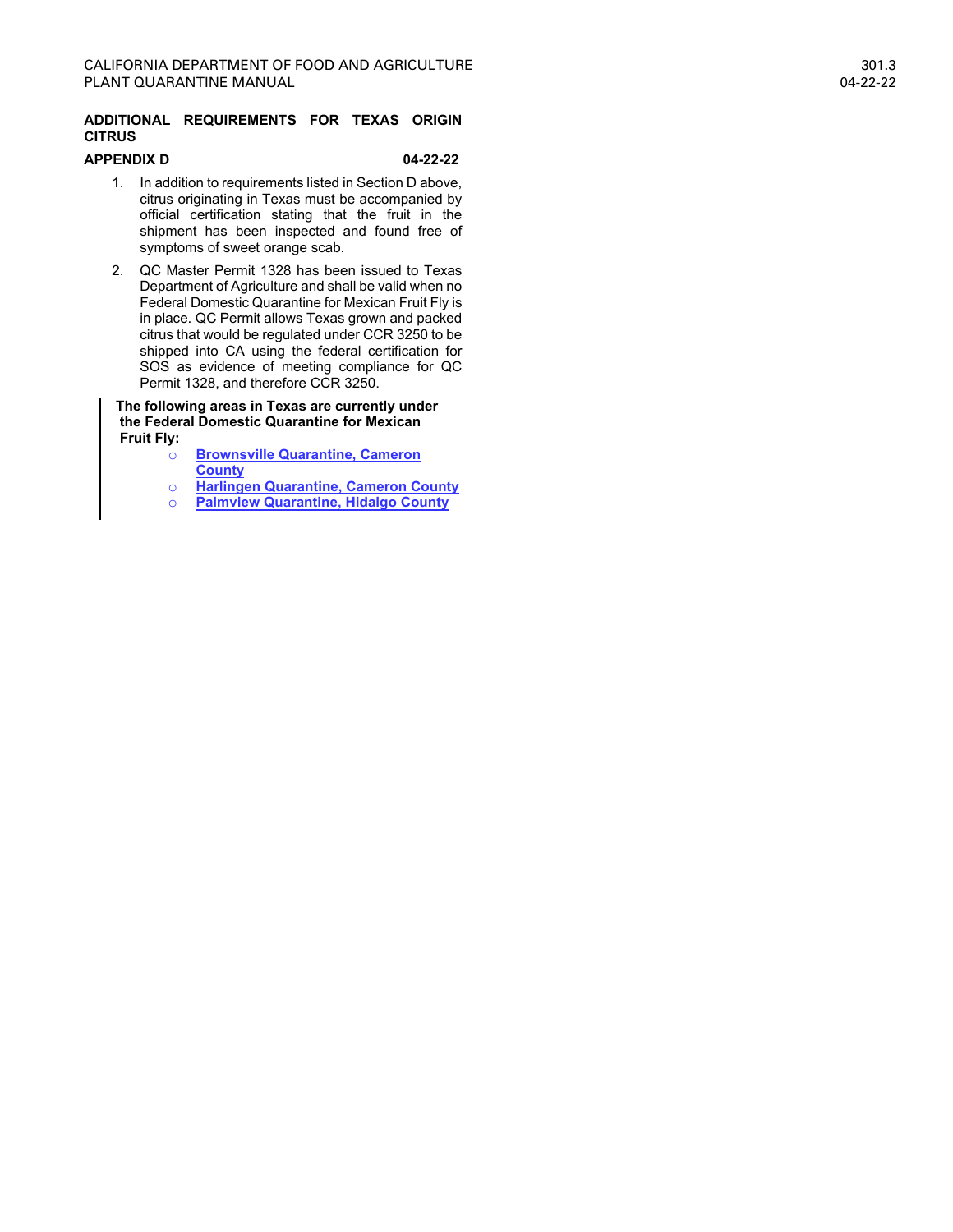## ADDITIONAL REQUIREMENTS FOR TEXAS ORIGIN CITRUS

**APPENDIX D** **04-22-22**

1. In addition to requirements listed in Section D above, citrus originating in Texas must be accompanied by official certification stating that the fruit in the shipment has been inspected and found free of symptoms of sweet orange scab.
2. QC Master Permit 1328 has been issued to Texas Department of Agriculture and shall be valid when no Federal Domestic Quarantine for Mexican Fruit Fly is in place. QC Permit allows Texas grown and packed citrus that would be regulated under CCR 3250 to be shipped into CA using the federal certification for SOS as evidence of meeting compliance for QC Permit 1328, and therefore CCR 3250.

**The following areas in Texas are currently under the Federal Domestic Quarantine for Mexican Fruit Fly:**

- **Brownsville Quarantine, Cameron County**
- **Harlingen Quarantine, Cameron County**
- **Palmview Quarantine, Hidalgo County**